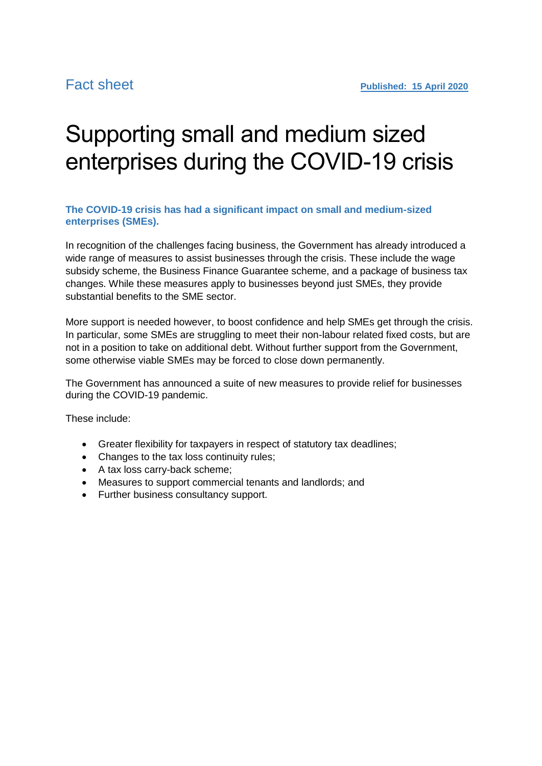Fact sheet

**Published: 15 April 2020**

# Supporting small and medium sized enterprises during the COVID-19 crisis

**The COVID-19 crisis has had a significant impact on small and medium-sized enterprises (SMEs).**

In recognition of the challenges facing business, the Government has already introduced a wide range of measures to assist businesses through the crisis. These include the wage subsidy scheme, the Business Finance Guarantee scheme, and a package of business tax changes. While these measures apply to businesses beyond just SMEs, they provide substantial benefits to the SME sector.

More support is needed however, to boost confidence and help SMEs get through the crisis. In particular, some SMEs are struggling to meet their non-labour related fixed costs, but are not in a position to take on additional debt. Without further support from the Government, some otherwise viable SMEs may be forced to close down permanently.

The Government has announced a suite of new measures to provide relief for businesses during the COVID-19 pandemic.

These include:

- Greater flexibility for taxpayers in respect of statutory tax deadlines;
- Changes to the tax loss continuity rules;
- A tax loss carry-back scheme;
- Measures to support commercial tenants and landlords; and
- Further business consultancy support.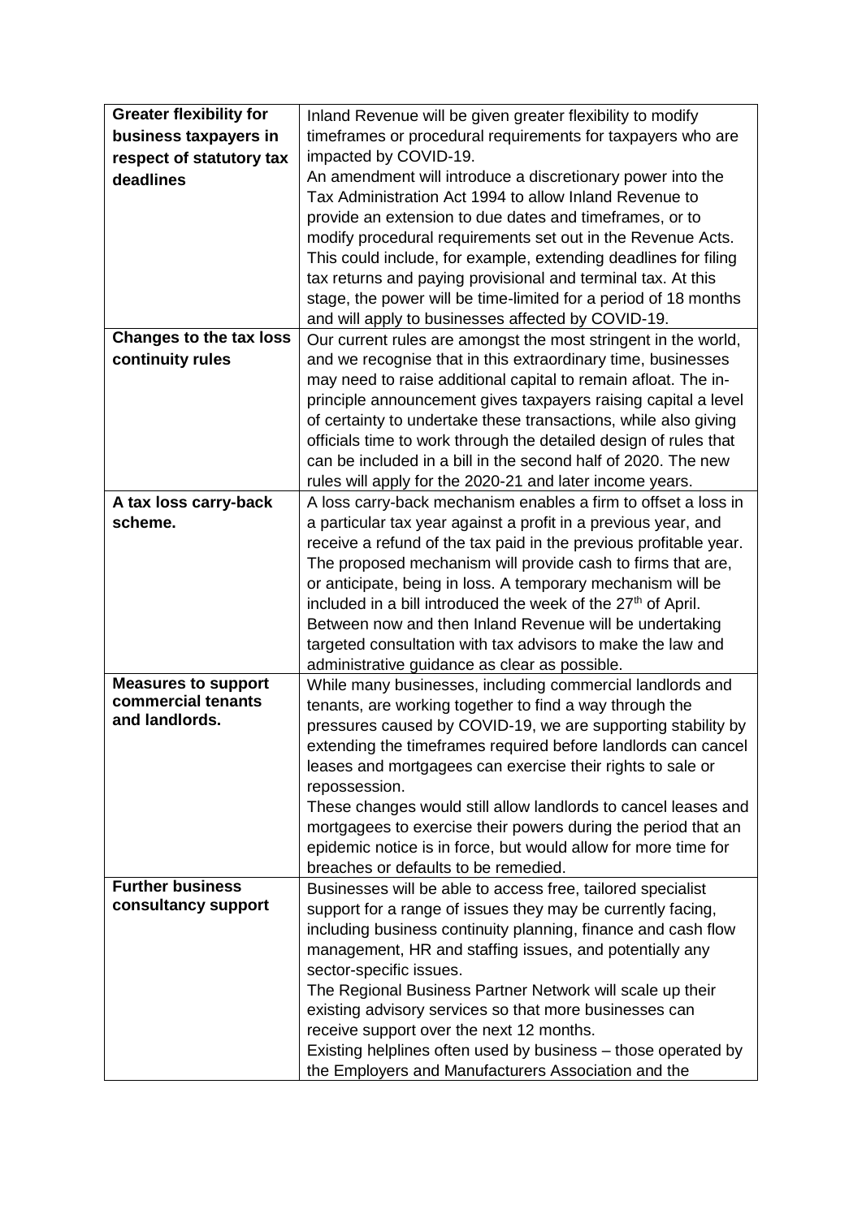| | |
|---|---|
| **Greater flexibility for business taxpayers in respect of statutory tax deadlines** | Inland Revenue will be given greater flexibility to modify timeframes or procedural requirements for taxpayers who are impacted by COVID-19.<br>An amendment will introduce a discretionary power into the Tax Administration Act 1994 to allow Inland Revenue to provide an extension to due dates and timeframes, or to modify procedural requirements set out in the Revenue Acts. This could include, for example, extending deadlines for filing tax returns and paying provisional and terminal tax. At this stage, the power will be time-limited for a period of 18 months and will apply to businesses affected by COVID-19. |
| **Changes to the tax loss continuity rules** | Our current rules are amongst the most stringent in the world, and we recognise that in this extraordinary time, businesses may need to raise additional capital to remain afloat. The in-principle announcement gives taxpayers raising capital a level of certainty to undertake these transactions, while also giving officials time to work through the detailed design of rules that can be included in a bill in the second half of 2020. The new rules will apply for the 2020-21 and later income years. |
| **A tax loss carry-back scheme.** | A loss carry-back mechanism enables a firm to offset a loss in a particular tax year against a profit in a previous year, and receive a refund of the tax paid in the previous profitable year. The proposed mechanism will provide cash to firms that are, or anticipate, being in loss. A temporary mechanism will be included in a bill introduced the week of the 27th of April. Between now and then Inland Revenue will be undertaking targeted consultation with tax advisors to make the law and administrative guidance as clear as possible. |
| **Measures to support commercial tenants and landlords.** | While many businesses, including commercial landlords and tenants, are working together to find a way through the pressures caused by COVID-19, we are supporting stability by extending the timeframes required before landlords can cancel leases and mortgagees can exercise their rights to sale or repossession.<br>These changes would still allow landlords to cancel leases and mortgagees to exercise their powers during the period that an epidemic notice is in force, but would allow for more time for breaches or defaults to be remedied. |
| **Further business consultancy support** | Businesses will be able to access free, tailored specialist support for a range of issues they may be currently facing, including business continuity planning, finance and cash flow management, HR and staffing issues, and potentially any sector-specific issues.<br>The Regional Business Partner Network will scale up their existing advisory services so that more businesses can receive support over the next 12 months.<br>Existing helplines often used by business – those operated by the Employers and Manufacturers Association and the |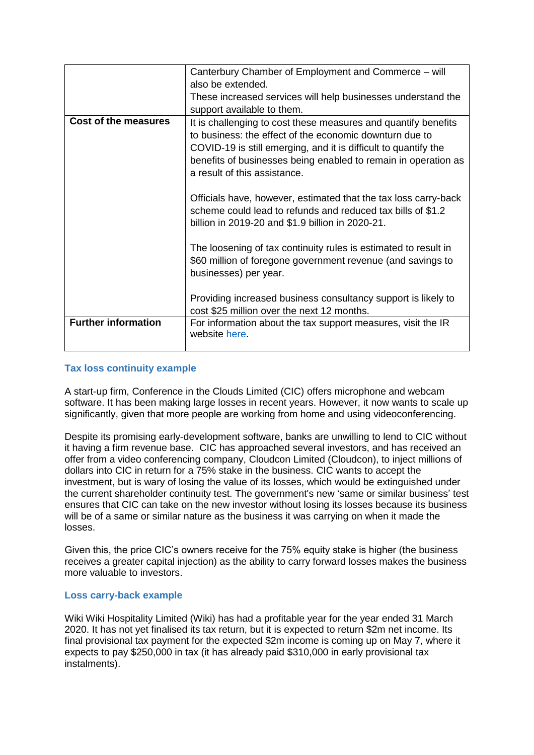| | |
|---|---|
| | Canterbury Chamber of Employment and Commerce – will also be extended.<br>These increased services will help businesses understand the support available to them. |
| **Cost of the measures** | It is challenging to cost these measures and quantify benefits to business: the effect of the economic downturn due to COVID-19 is still emerging, and it is difficult to quantify the benefits of businesses being enabled to remain in operation as a result of this assistance.<br><br>Officials have, however, estimated that the tax loss carry-back scheme could lead to refunds and reduced tax bills of $1.2 billion in 2019-20 and $1.9 billion in 2020-21.<br><br>The loosening of tax continuity rules is estimated to result in $60 million of foregone government revenue (and savings to businesses) per year.<br><br>Providing increased business consultancy support is likely to cost $25 million over the next 12 months. |
| **Further information** | For information about the tax support measures, visit the IR website here. |

### Tax loss continuity example

A start-up firm, Conference in the Clouds Limited (CIC) offers microphone and webcam software. It has been making large losses in recent years. However, it now wants to scale up significantly, given that more people are working from home and using videoconferencing.

Despite its promising early-development software, banks are unwilling to lend to CIC without it having a firm revenue base. CIC has approached several investors, and has received an offer from a video conferencing company, Cloudcon Limited (Cloudcon), to inject millions of dollars into CIC in return for a 75% stake in the business. CIC wants to accept the investment, but is wary of losing the value of its losses, which would be extinguished under the current shareholder continuity test. The government's new 'same or similar business' test ensures that CIC can take on the new investor without losing its losses because its business will be of a same or similar nature as the business it was carrying on when it made the losses.

Given this, the price CIC's owners receive for the 75% equity stake is higher (the business receives a greater capital injection) as the ability to carry forward losses makes the business more valuable to investors.

### Loss carry-back example

Wiki Wiki Hospitality Limited (Wiki) has had a profitable year for the year ended 31 March 2020. It has not yet finalised its tax return, but it is expected to return $2m net income. Its final provisional tax payment for the expected $2m income is coming up on May 7, where it expects to pay $250,000 in tax (it has already paid $310,000 in early provisional tax instalments).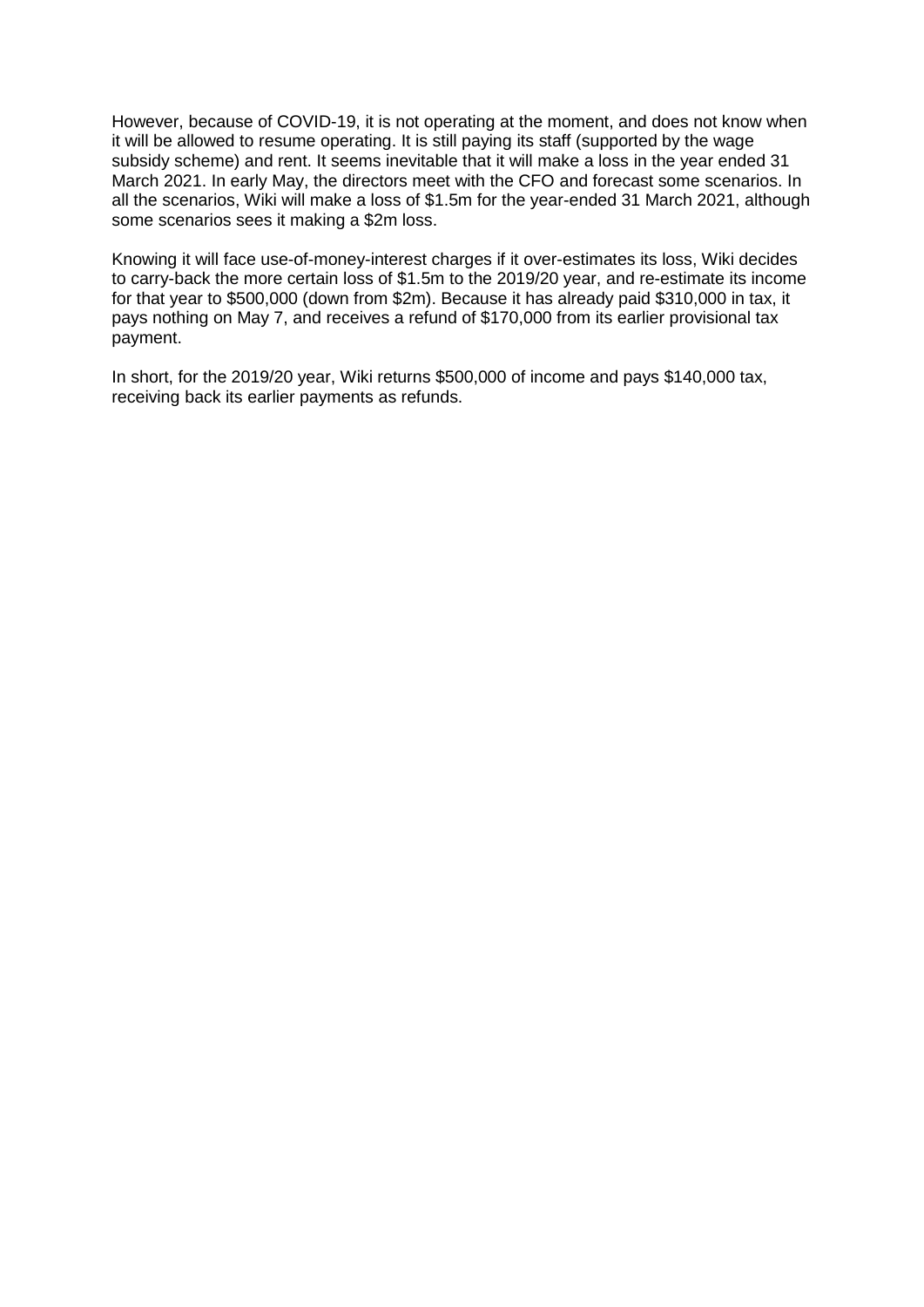However, because of COVID-19, it is not operating at the moment, and does not know when it will be allowed to resume operating. It is still paying its staff (supported by the wage subsidy scheme) and rent. It seems inevitable that it will make a loss in the year ended 31 March 2021. In early May, the directors meet with the CFO and forecast some scenarios. In all the scenarios, Wiki will make a loss of $1.5m for the year-ended 31 March 2021, although some scenarios sees it making a $2m loss.

Knowing it will face use-of-money-interest charges if it over-estimates its loss, Wiki decides to carry-back the more certain loss of $1.5m to the 2019/20 year, and re-estimate its income for that year to $500,000 (down from $2m). Because it has already paid $310,000 in tax, it pays nothing on May 7, and receives a refund of $170,000 from its earlier provisional tax payment.

In short, for the 2019/20 year, Wiki returns $500,000 of income and pays $140,000 tax, receiving back its earlier payments as refunds.